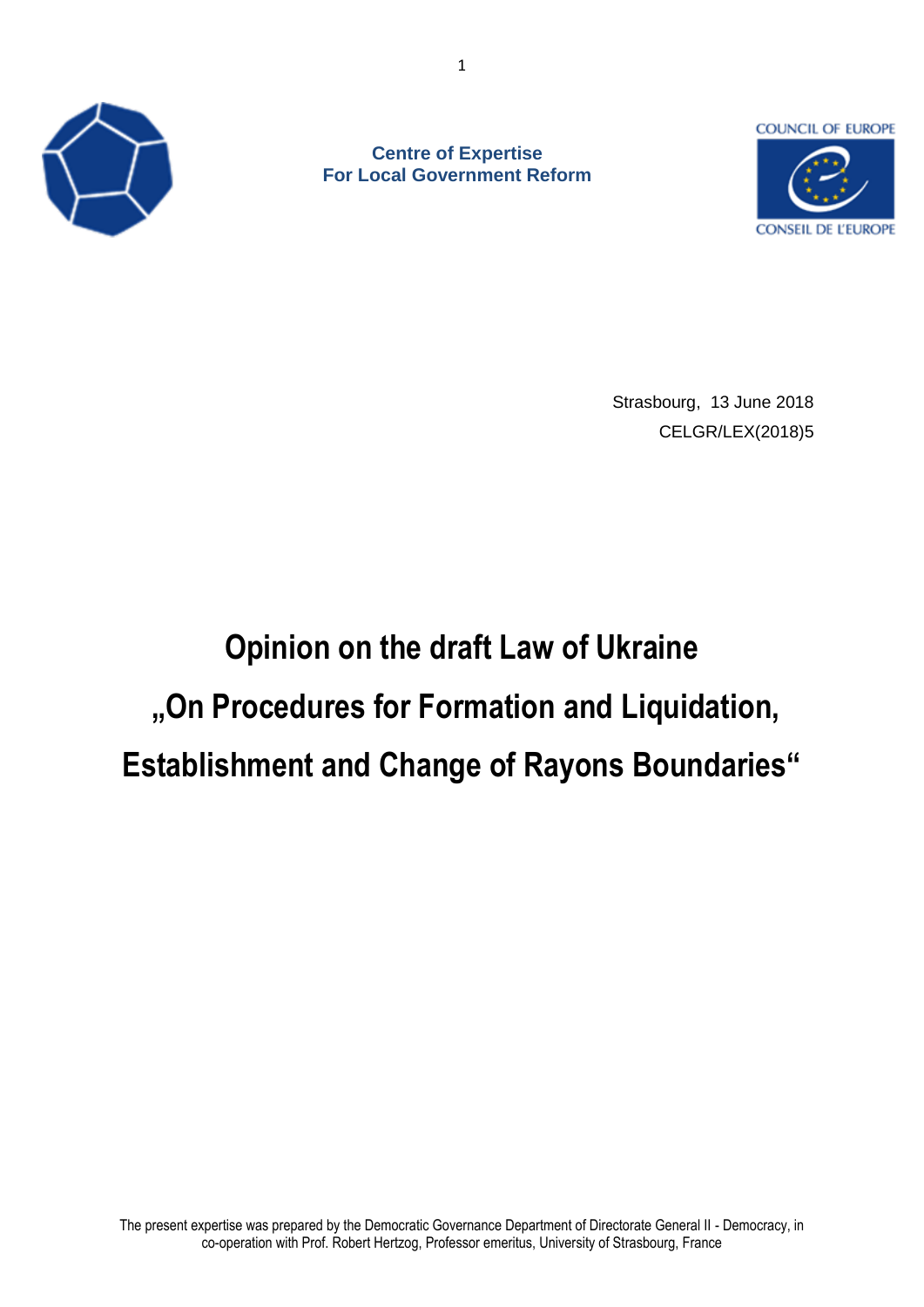**Centre of Expertise**
**For Local Government Reform**

COUNCIL OF EUROPE
CONSEIL DE L'EUROPE

Strasbourg, 13 June 2018
CELGR/LEX(2018)5

# Opinion on the draft Law of Ukraine „On Procedures for Formation and Liquidation, Establishment and Change of Rayons Boundaries"

The present expertise was prepared by the Democratic Governance Department of Directorate General II - Democracy, in co-operation with Prof. Robert Hertzog, Professor emeritus, University of Strasbourg, France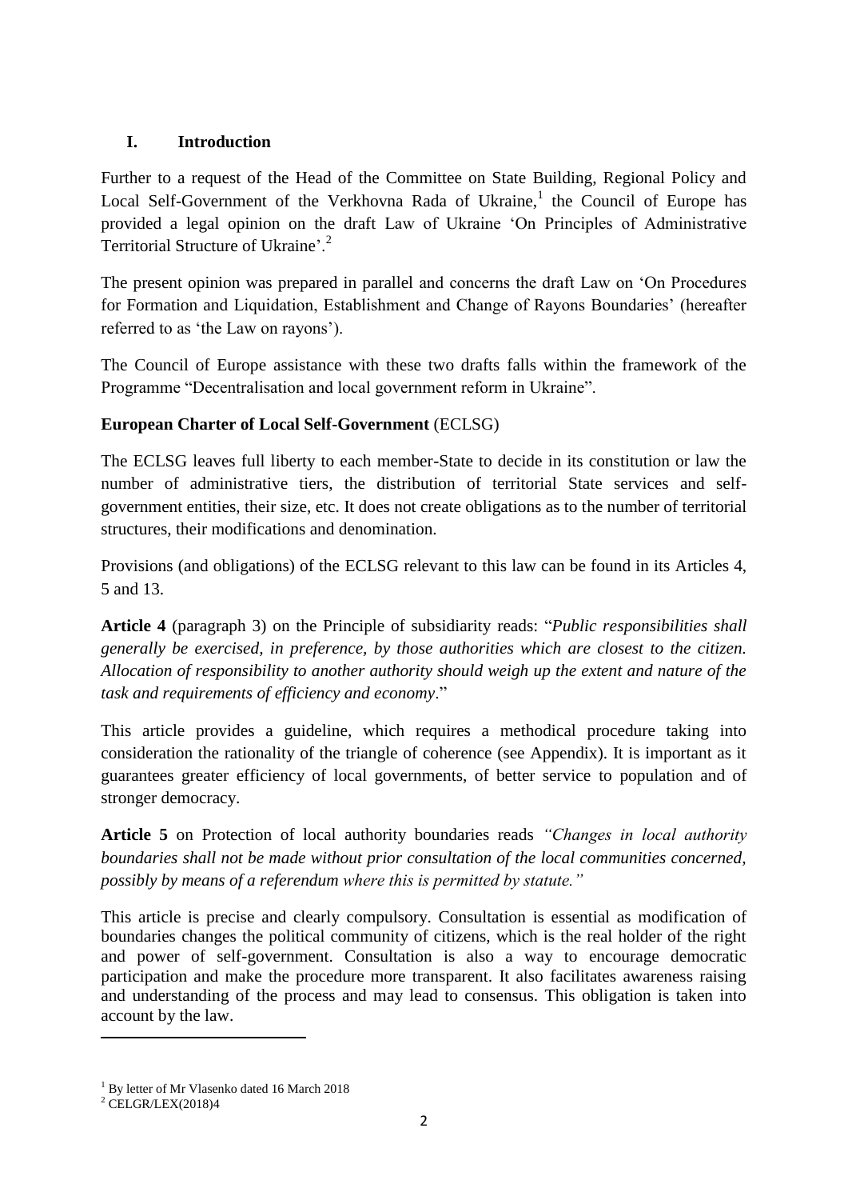## I. Introduction

Further to a request of the Head of the Committee on State Building, Regional Policy and Local Self-Government of the Verkhovna Rada of Ukraine,[1] the Council of Europe has provided a legal opinion on the draft Law of Ukraine 'On Principles of Administrative Territorial Structure of Ukraine'.[2]

The present opinion was prepared in parallel and concerns the draft Law on 'On Procedures for Formation and Liquidation, Establishment and Change of Rayons Boundaries' (hereafter referred to as 'the Law on rayons').

The Council of Europe assistance with these two drafts falls within the framework of the Programme "Decentralisation and local government reform in Ukraine".

**European Charter of Local Self-Government** (ECLSG)

The ECLSG leaves full liberty to each member-State to decide in its constitution or law the number of administrative tiers, the distribution of territorial State services and self-government entities, their size, etc. It does not create obligations as to the number of territorial structures, their modifications and denomination.

Provisions (and obligations) of the ECLSG relevant to this law can be found in its Articles 4, 5 and 13.

**Article 4** (paragraph 3) on the Principle of subsidiarity reads: "*Public responsibilities shall generally be exercised, in preference, by those authorities which are closest to the citizen. Allocation of responsibility to another authority should weigh up the extent and nature of the task and requirements of efficiency and economy*."

This article provides a guideline, which requires a methodical procedure taking into consideration the rationality of the triangle of coherence (see Appendix). It is important as it guarantees greater efficiency of local governments, of better service to population and of stronger democracy.

**Article 5** on Protection of local authority boundaries reads *"Changes in local authority boundaries shall not be made without prior consultation of the local communities concerned, possibly by means of a referendum where this is permitted by statute."*

This article is precise and clearly compulsory. Consultation is essential as modification of boundaries changes the political community of citizens, which is the real holder of the right and power of self-government. Consultation is also a way to encourage democratic participation and make the procedure more transparent. It also facilitates awareness raising and understanding of the process and may lead to consensus. This obligation is taken into account by the law.

[1] By letter of Mr Vlasenko dated 16 March 2018

[2] CELGR/LEX(2018)4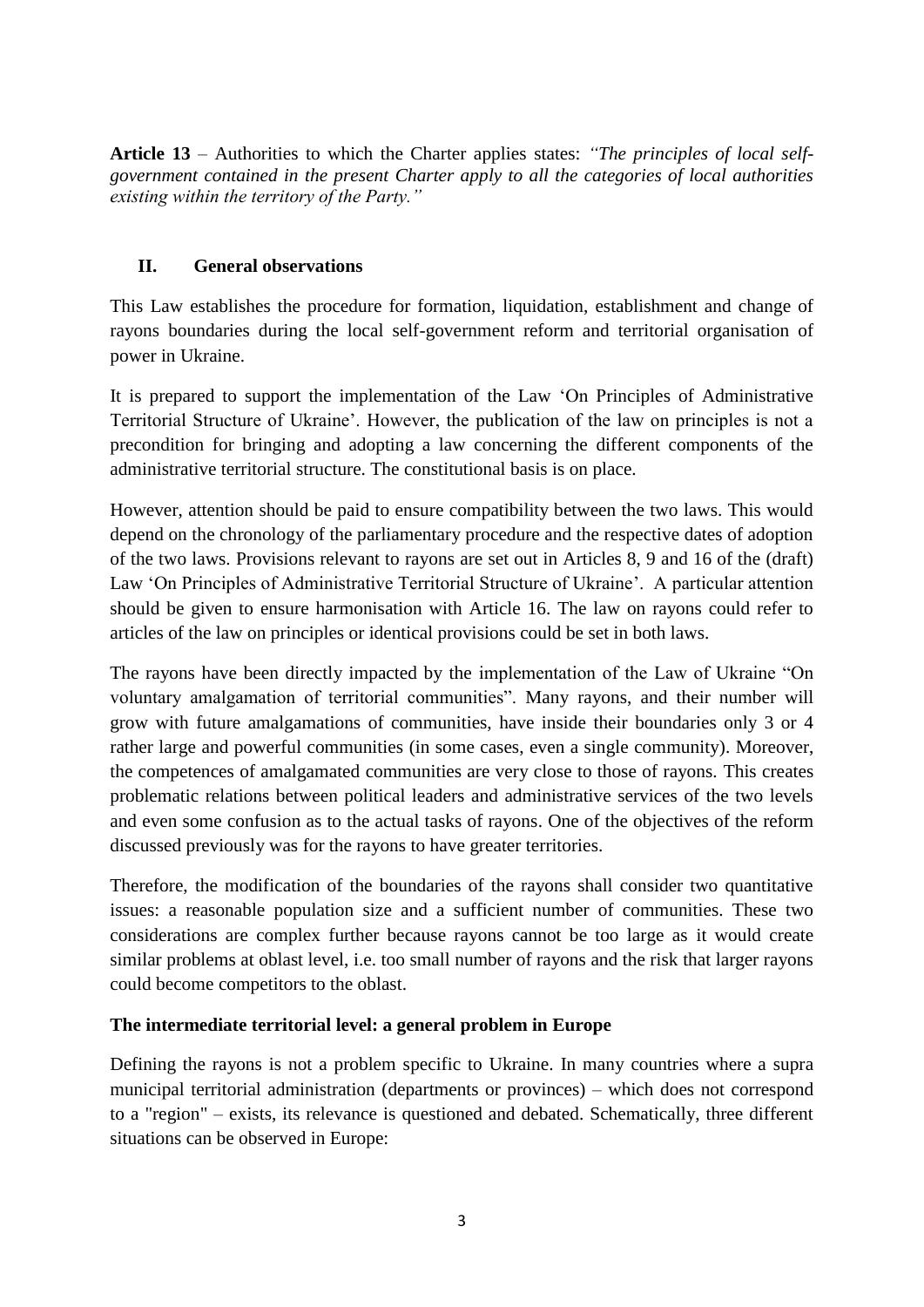**Article 13** – Authorities to which the Charter applies states: *"The principles of local self-government contained in the present Charter apply to all the categories of local authorities existing within the territory of the Party."*

## II. General observations

This Law establishes the procedure for formation, liquidation, establishment and change of rayons boundaries during the local self-government reform and territorial organisation of power in Ukraine.

It is prepared to support the implementation of the Law 'On Principles of Administrative Territorial Structure of Ukraine'. However, the publication of the law on principles is not a precondition for bringing and adopting a law concerning the different components of the administrative territorial structure. The constitutional basis is on place.

However, attention should be paid to ensure compatibility between the two laws. This would depend on the chronology of the parliamentary procedure and the respective dates of adoption of the two laws. Provisions relevant to rayons are set out in Articles 8, 9 and 16 of the (draft) Law 'On Principles of Administrative Territorial Structure of Ukraine'. A particular attention should be given to ensure harmonisation with Article 16. The law on rayons could refer to articles of the law on principles or identical provisions could be set in both laws.

The rayons have been directly impacted by the implementation of the Law of Ukraine "On voluntary amalgamation of territorial communities". Many rayons, and their number will grow with future amalgamations of communities, have inside their boundaries only 3 or 4 rather large and powerful communities (in some cases, even a single community). Moreover, the competences of amalgamated communities are very close to those of rayons. This creates problematic relations between political leaders and administrative services of the two levels and even some confusion as to the actual tasks of rayons. One of the objectives of the reform discussed previously was for the rayons to have greater territories.

Therefore, the modification of the boundaries of the rayons shall consider two quantitative issues: a reasonable population size and a sufficient number of communities. These two considerations are complex further because rayons cannot be too large as it would create similar problems at oblast level, i.e. too small number of rayons and the risk that larger rayons could become competitors to the oblast.

### The intermediate territorial level: a general problem in Europe

Defining the rayons is not a problem specific to Ukraine. In many countries where a supra municipal territorial administration (departments or provinces) – which does not correspond to a "region" – exists, its relevance is questioned and debated. Schematically, three different situations can be observed in Europe: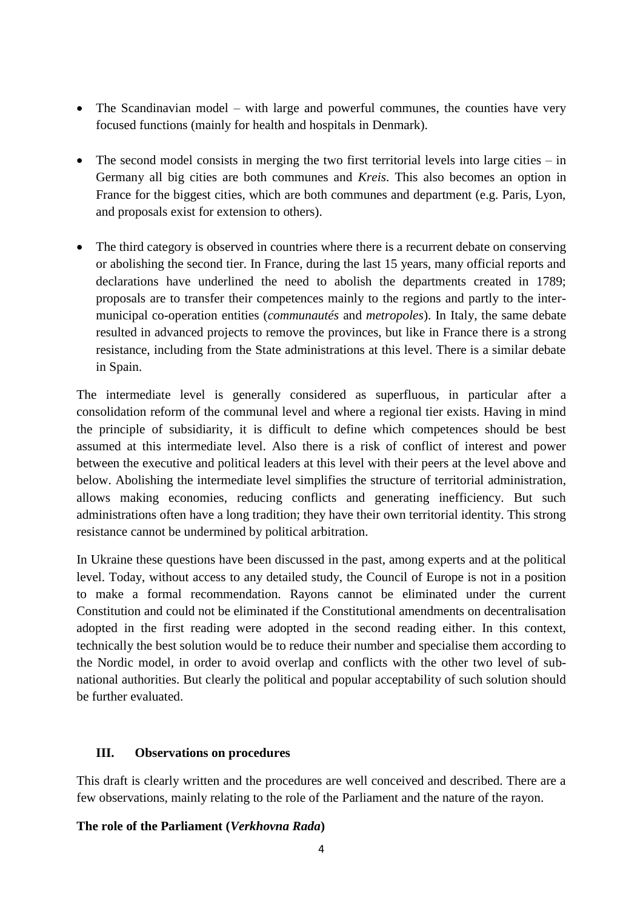- The Scandinavian model – with large and powerful communes, the counties have very focused functions (mainly for health and hospitals in Denmark).

- The second model consists in merging the two first territorial levels into large cities – in Germany all big cities are both communes and *Kreis*. This also becomes an option in France for the biggest cities, which are both communes and department (e.g. Paris, Lyon, and proposals exist for extension to others).

- The third category is observed in countries where there is a recurrent debate on conserving or abolishing the second tier. In France, during the last 15 years, many official reports and declarations have underlined the need to abolish the departments created in 1789; proposals are to transfer their competences mainly to the regions and partly to the inter-municipal co-operation entities (*communautés* and *metropoles*). In Italy, the same debate resulted in advanced projects to remove the provinces, but like in France there is a strong resistance, including from the State administrations at this level. There is a similar debate in Spain.

The intermediate level is generally considered as superfluous, in particular after a consolidation reform of the communal level and where a regional tier exists. Having in mind the principle of subsidiarity, it is difficult to define which competences should be best assumed at this intermediate level. Also there is a risk of conflict of interest and power between the executive and political leaders at this level with their peers at the level above and below. Abolishing the intermediate level simplifies the structure of territorial administration, allows making economies, reducing conflicts and generating inefficiency. But such administrations often have a long tradition; they have their own territorial identity. This strong resistance cannot be undermined by political arbitration.

In Ukraine these questions have been discussed in the past, among experts and at the political level. Today, without access to any detailed study, the Council of Europe is not in a position to make a formal recommendation. Rayons cannot be eliminated under the current Constitution and could not be eliminated if the Constitutional amendments on decentralisation adopted in the first reading were adopted in the second reading either. In this context, technically the best solution would be to reduce their number and specialise them according to the Nordic model, in order to avoid overlap and conflicts with the other two level of sub-national authorities. But clearly the political and popular acceptability of such solution should be further evaluated.

## III. Observations on procedures

This draft is clearly written and the procedures are well conceived and described. There are a few observations, mainly relating to the role of the Parliament and the nature of the rayon.

### The role of the Parliament (*Verkhovna Rada*)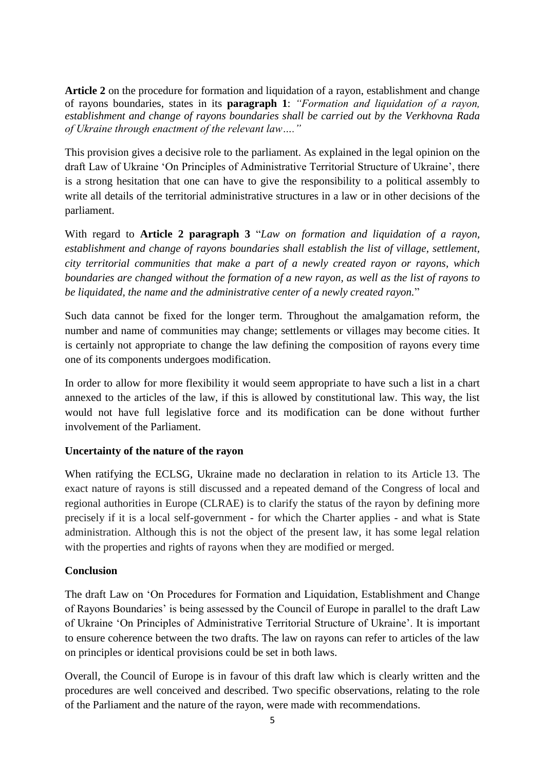**Article 2** on the procedure for formation and liquidation of a rayon, establishment and change of rayons boundaries, states in its **paragraph 1**: *"Formation and liquidation of a rayon, establishment and change of rayons boundaries shall be carried out by the Verkhovna Rada of Ukraine through enactment of the relevant law…."*

This provision gives a decisive role to the parliament. As explained in the legal opinion on the draft Law of Ukraine 'On Principles of Administrative Territorial Structure of Ukraine', there is a strong hesitation that one can have to give the responsibility to a political assembly to write all details of the territorial administrative structures in a law or in other decisions of the parliament.

With regard to **Article 2 paragraph 3** "*Law on formation and liquidation of a rayon, establishment and change of rayons boundaries shall establish the list of village, settlement, city territorial communities that make a part of a newly created rayon or rayons, which boundaries are changed without the formation of a new rayon, as well as the list of rayons to be liquidated, the name and the administrative center of a newly created rayon.*"

Such data cannot be fixed for the longer term. Throughout the amalgamation reform, the number and name of communities may change; settlements or villages may become cities. It is certainly not appropriate to change the law defining the composition of rayons every time one of its components undergoes modification.

In order to allow for more flexibility it would seem appropriate to have such a list in a chart annexed to the articles of the law, if this is allowed by constitutional law. This way, the list would not have full legislative force and its modification can be done without further involvement of the Parliament.

**Uncertainty of the nature of the rayon**

When ratifying the ECLSG, Ukraine made no declaration in relation to its Article 13. The exact nature of rayons is still discussed and a repeated demand of the Congress of local and regional authorities in Europe (CLRAE) is to clarify the status of the rayon by defining more precisely if it is a local self-government - for which the Charter applies - and what is State administration. Although this is not the object of the present law, it has some legal relation with the properties and rights of rayons when they are modified or merged.

**Conclusion**

The draft Law on 'On Procedures for Formation and Liquidation, Establishment and Change of Rayons Boundaries' is being assessed by the Council of Europe in parallel to the draft Law of Ukraine 'On Principles of Administrative Territorial Structure of Ukraine'. It is important to ensure coherence between the two drafts. The law on rayons can refer to articles of the law on principles or identical provisions could be set in both laws.

Overall, the Council of Europe is in favour of this draft law which is clearly written and the procedures are well conceived and described. Two specific observations, relating to the role of the Parliament and the nature of the rayon, were made with recommendations.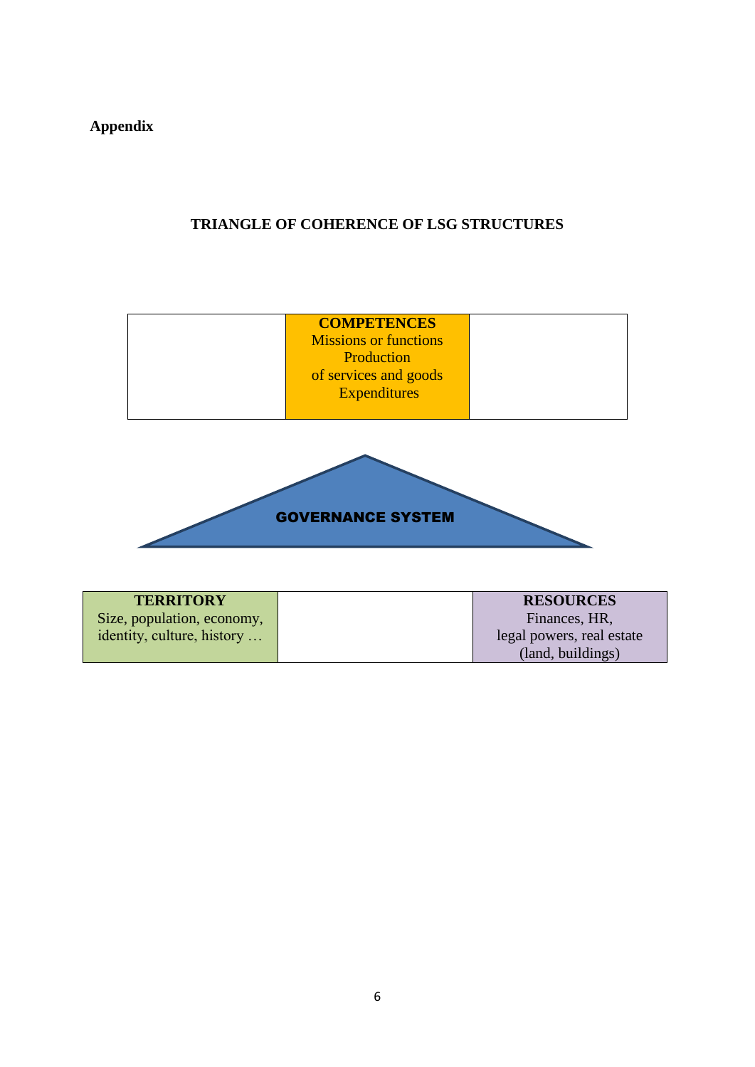**Appendix**

**TRIANGLE OF COHERENCE OF LSG STRUCTURES**

**COMPETENCES**
Missions or functions
Production
of services and goods
Expenditures

GOVERNANCE SYSTEM

**TERRITORY**
Size, population, economy,
identity, culture, history …

**RESOURCES**
Finances, HR,
legal powers, real estate
(land, buildings)